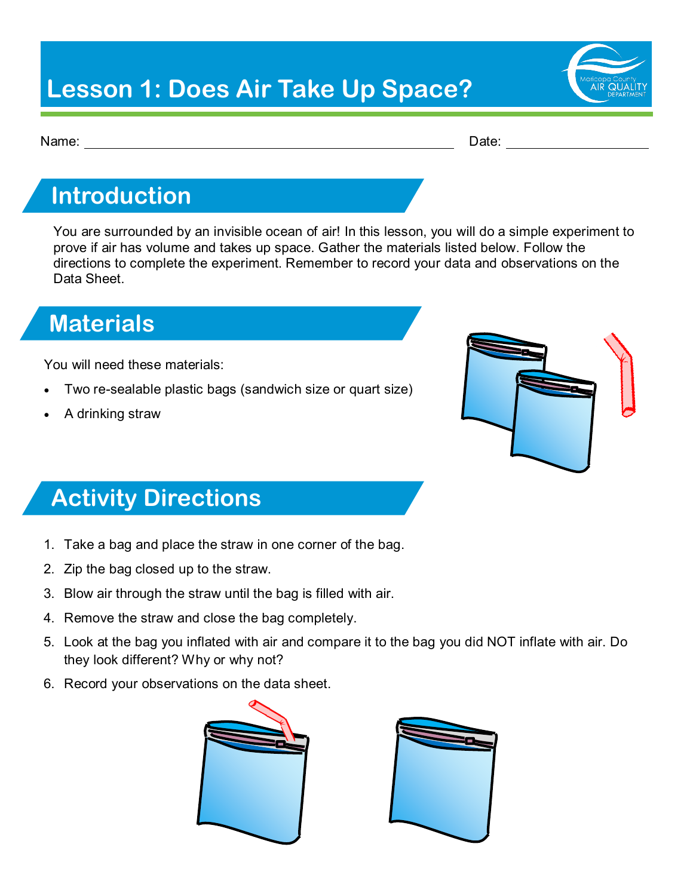# Lesson 1: Does Air Take Up Space?

Name: ______________________________________ Date: ________________

## Introduction

You are surrounded by an invisible ocean of air! In this lesson, you will do a simple experiment to prove if air has volume and takes up space. Gather the materials listed below. Follow the directions to complete the experiment. Remember to record your data and observations on the Data Sheet.

## Materials

You will need these materials:

- Two re-sealable plastic bags (sandwich size or quart size)
- A drinking straw

## Activity Directions

1. Take a bag and place the straw in one corner of the bag.
2. Zip the bag closed up to the straw.
3. Blow air through the straw until the bag is filled with air.
4. Remove the straw and close the bag completely.
5. Look at the bag you inflated with air and compare it to the bag you did NOT inflate with air. Do they look different? Why or why not?
6. Record your observations on the data sheet.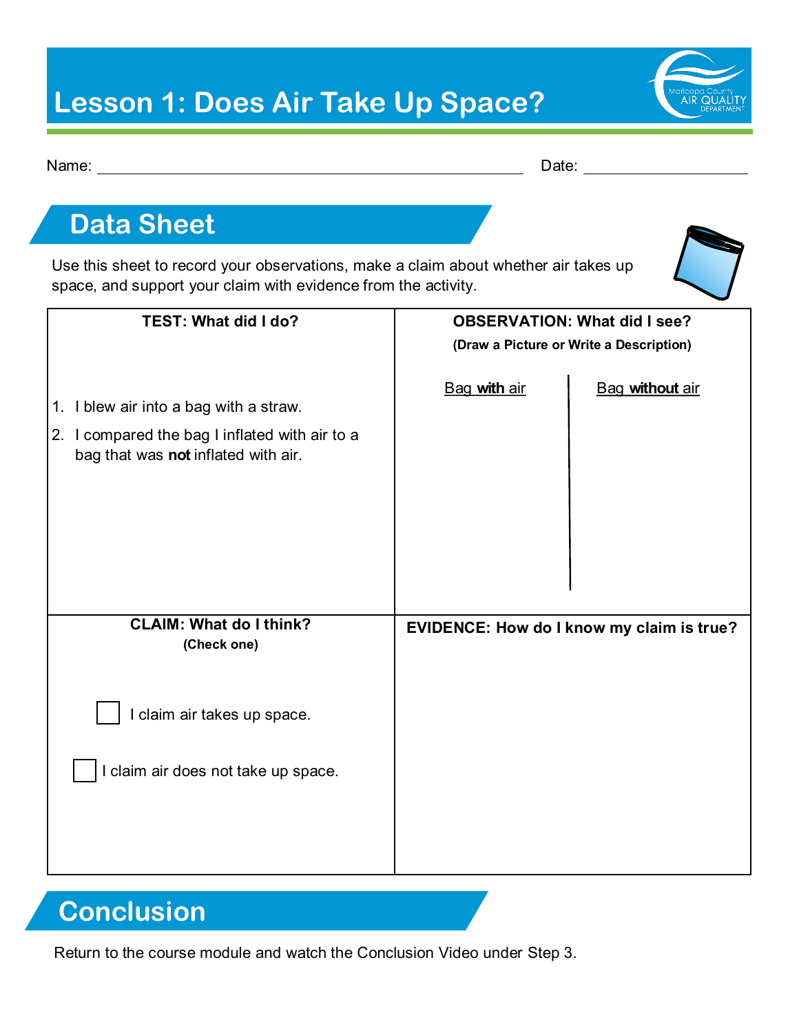# Lesson 1: Does Air Take Up Space?

Name: ______________________________ Date: ______________

## Data Sheet

Use this sheet to record your observations, make a claim about whether air takes up space, and support your claim with evidence from the activity.

| **TEST: What did I do?** | **OBSERVATION: What did I see?** (Draw a Picture or Write a Description) |
|---|---|
| 1. I blew air into a bag with a straw.<br>2. I compared the bag I inflated with air to a bag that was **not** inflated with air. | Bag **with** air \| Bag **without** air |
| **CLAIM: What do I think?** (Check one)<br><br>☐ I claim air takes up space.<br><br>☐ I claim air does not take up space. | **EVIDENCE: How do I know my claim is true?** |

## Conclusion

Return to the course module and watch the Conclusion Video under Step 3.